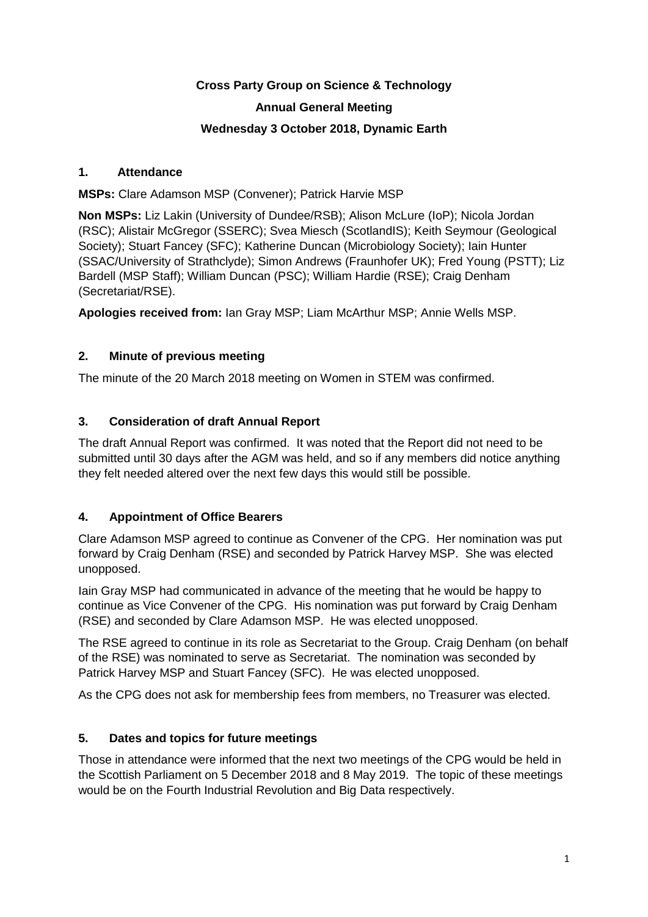**Cross Party Group on Science & Technology**

**Annual General Meeting**

**Wednesday 3 October 2018, Dynamic Earth**

## 1. Attendance

**MSPs:** Clare Adamson MSP (Convener); Patrick Harvie MSP

**Non MSPs:** Liz Lakin (University of Dundee/RSB); Alison McLure (IoP); Nicola Jordan (RSC); Alistair McGregor (SSERC); Svea Miesch (ScotlandIS); Keith Seymour (Geological Society); Stuart Fancey (SFC); Katherine Duncan (Microbiology Society); Iain Hunter (SSAC/University of Strathclyde); Simon Andrews (Fraunhofer UK); Fred Young (PSTT); Liz Bardell (MSP Staff); William Duncan (PSC); William Hardie (RSE); Craig Denham (Secretariat/RSE).

**Apologies received from:** Ian Gray MSP; Liam McArthur MSP; Annie Wells MSP.

## 2. Minute of previous meeting

The minute of the 20 March 2018 meeting on Women in STEM was confirmed.

## 3. Consideration of draft Annual Report

The draft Annual Report was confirmed. It was noted that the Report did not need to be submitted until 30 days after the AGM was held, and so if any members did notice anything they felt needed altered over the next few days this would still be possible.

## 4. Appointment of Office Bearers

Clare Adamson MSP agreed to continue as Convener of the CPG. Her nomination was put forward by Craig Denham (RSE) and seconded by Patrick Harvey MSP. She was elected unopposed.

Iain Gray MSP had communicated in advance of the meeting that he would be happy to continue as Vice Convener of the CPG. His nomination was put forward by Craig Denham (RSE) and seconded by Clare Adamson MSP. He was elected unopposed.

The RSE agreed to continue in its role as Secretariat to the Group. Craig Denham (on behalf of the RSE) was nominated to serve as Secretariat. The nomination was seconded by Patrick Harvey MSP and Stuart Fancey (SFC). He was elected unopposed.

As the CPG does not ask for membership fees from members, no Treasurer was elected.

## 5. Dates and topics for future meetings

Those in attendance were informed that the next two meetings of the CPG would be held in the Scottish Parliament on 5 December 2018 and 8 May 2019. The topic of these meetings would be on the Fourth Industrial Revolution and Big Data respectively.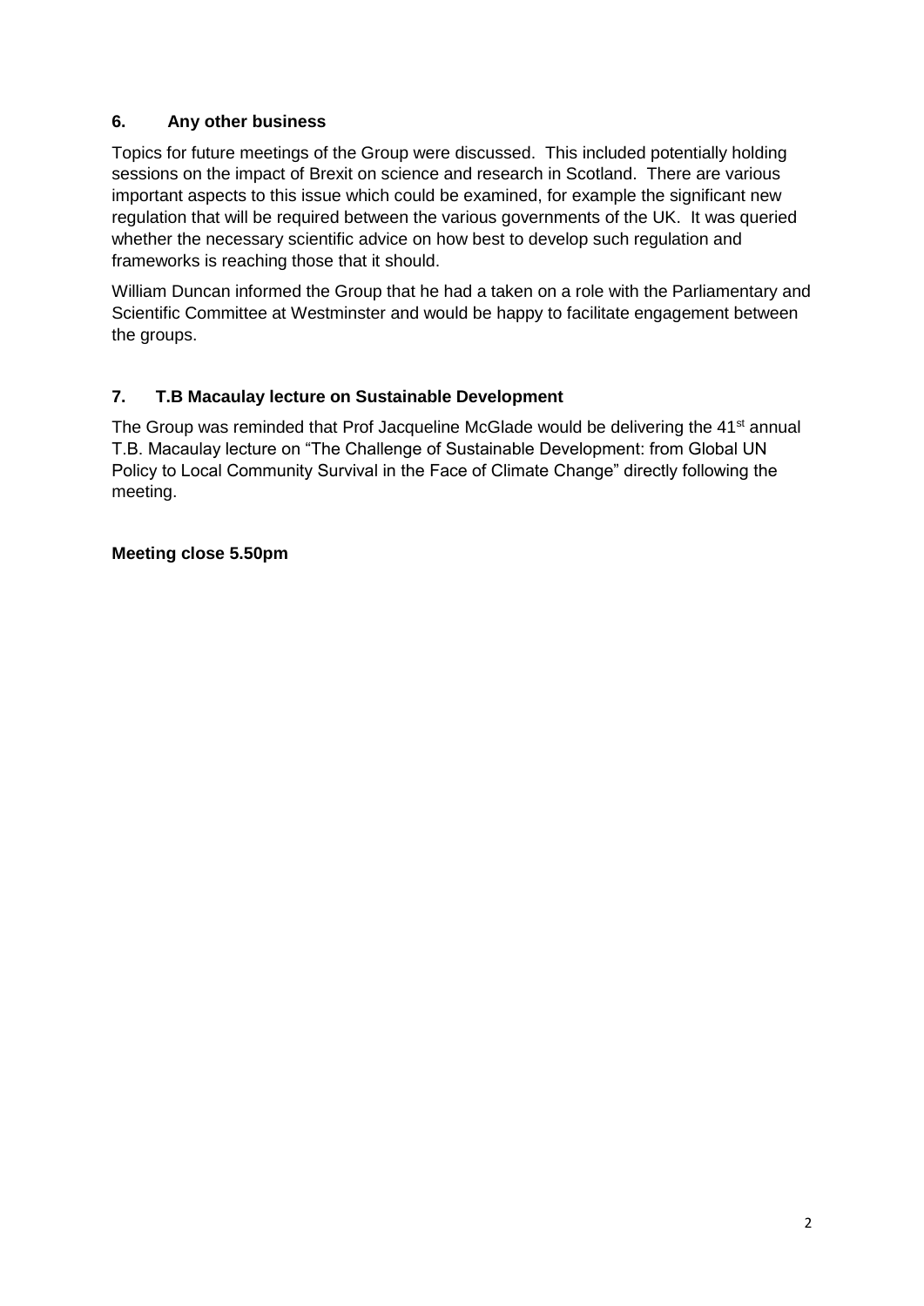### 6. Any other business

Topics for future meetings of the Group were discussed. This included potentially holding sessions on the impact of Brexit on science and research in Scotland. There are various important aspects to this issue which could be examined, for example the significant new regulation that will be required between the various governments of the UK. It was queried whether the necessary scientific advice on how best to develop such regulation and frameworks is reaching those that it should.

William Duncan informed the Group that he had a taken on a role with the Parliamentary and Scientific Committee at Westminster and would be happy to facilitate engagement between the groups.

### 7. T.B Macaulay lecture on Sustainable Development

The Group was reminded that Prof Jacqueline McGlade would be delivering the 41st annual T.B. Macaulay lecture on "The Challenge of Sustainable Development: from Global UN Policy to Local Community Survival in the Face of Climate Change" directly following the meeting.

**Meeting close 5.50pm**